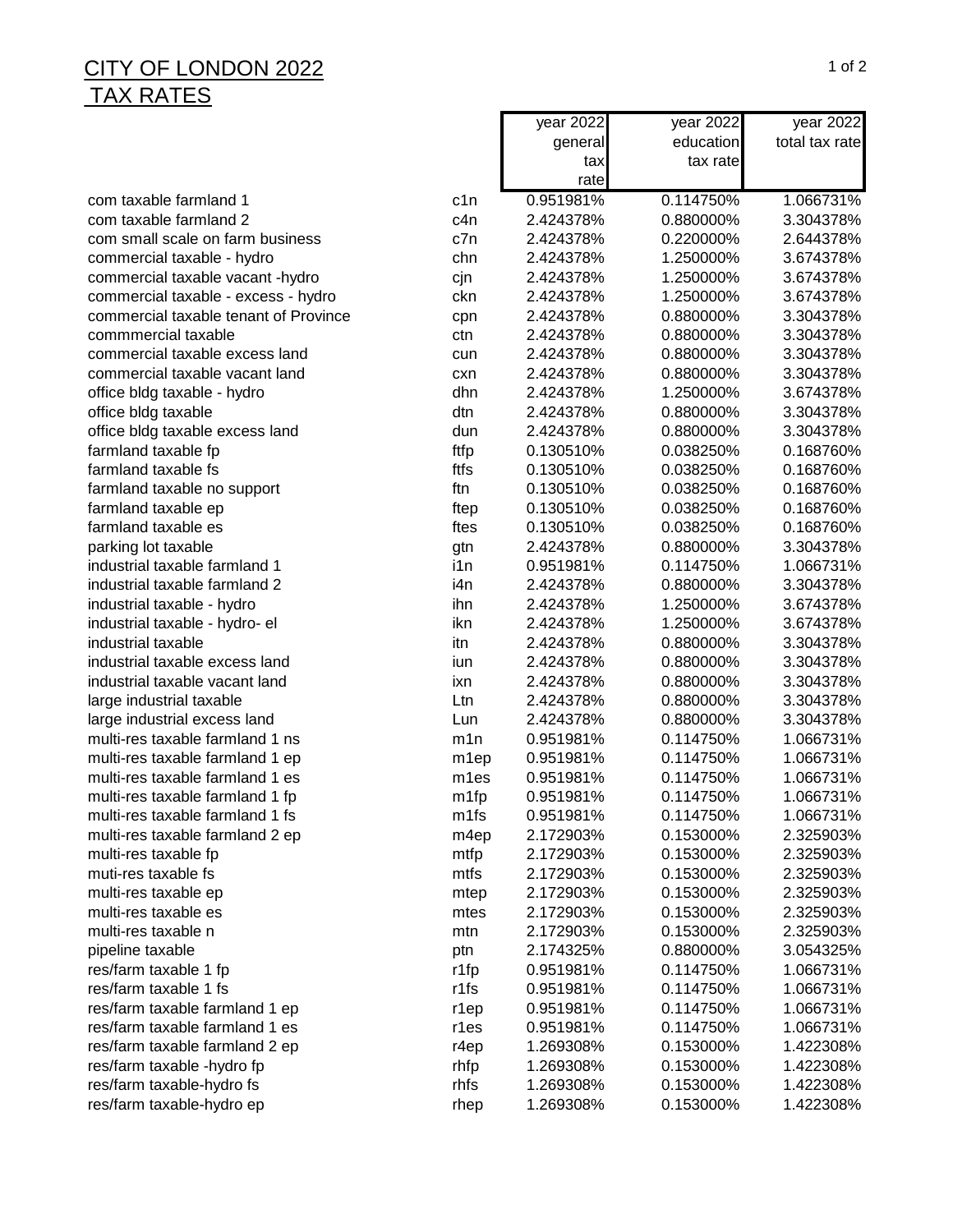# CITY OF LONDON 2022 TAX RATES

| | | year 2022 general tax rate | year 2022 education tax rate | year 2022 total tax rate |
|---|---|---|---|---|
| com taxable farmland 1 | c1n | 0.951981% | 0.114750% | 1.066731% |
| com taxable farmland 2 | c4n | 2.424378% | 0.880000% | 3.304378% |
| com small scale on farm business | c7n | 2.424378% | 0.220000% | 2.644378% |
| commercial taxable - hydro | chn | 2.424378% | 1.250000% | 3.674378% |
| commercial taxable vacant -hydro | cjn | 2.424378% | 1.250000% | 3.674378% |
| commercial taxable - excess - hydro | ckn | 2.424378% | 1.250000% | 3.674378% |
| commercial taxable tenant of Province | cpn | 2.424378% | 0.880000% | 3.304378% |
| commmercial taxable | ctn | 2.424378% | 0.880000% | 3.304378% |
| commercial taxable excess land | cun | 2.424378% | 0.880000% | 3.304378% |
| commercial taxable vacant land | cxn | 2.424378% | 0.880000% | 3.304378% |
| office bldg taxable - hydro | dhn | 2.424378% | 1.250000% | 3.674378% |
| office bldg taxable | dtn | 2.424378% | 0.880000% | 3.304378% |
| office bldg taxable excess land | dun | 2.424378% | 0.880000% | 3.304378% |
| farmland taxable fp | ftfp | 0.130510% | 0.038250% | 0.168760% |
| farmland taxable fs | ftfs | 0.130510% | 0.038250% | 0.168760% |
| farmland taxable no support | ftn | 0.130510% | 0.038250% | 0.168760% |
| farmland taxable ep | ftep | 0.130510% | 0.038250% | 0.168760% |
| farmland taxable es | ftes | 0.130510% | 0.038250% | 0.168760% |
| parking lot taxable | gtn | 2.424378% | 0.880000% | 3.304378% |
| industrial taxable farmland 1 | i1n | 0.951981% | 0.114750% | 1.066731% |
| industrial taxable farmland 2 | i4n | 2.424378% | 0.880000% | 3.304378% |
| industrial taxable - hydro | ihn | 2.424378% | 1.250000% | 3.674378% |
| industrial taxable - hydro- el | ikn | 2.424378% | 1.250000% | 3.674378% |
| industrial taxable | itn | 2.424378% | 0.880000% | 3.304378% |
| industrial taxable excess land | iun | 2.424378% | 0.880000% | 3.304378% |
| industrial taxable vacant land | ixn | 2.424378% | 0.880000% | 3.304378% |
| large industrial taxable | Ltn | 2.424378% | 0.880000% | 3.304378% |
| large industrial excess land | Lun | 2.424378% | 0.880000% | 3.304378% |
| multi-res taxable farmland 1 ns | m1n | 0.951981% | 0.114750% | 1.066731% |
| multi-res taxable farmland 1 ep | m1ep | 0.951981% | 0.114750% | 1.066731% |
| multi-res taxable farmland 1 es | m1es | 0.951981% | 0.114750% | 1.066731% |
| multi-res taxable farmland 1 fp | m1fp | 0.951981% | 0.114750% | 1.066731% |
| multi-res taxable farmland 1 fs | m1fs | 0.951981% | 0.114750% | 1.066731% |
| multi-res taxable farmland 2 ep | m4ep | 2.172903% | 0.153000% | 2.325903% |
| multi-res taxable fp | mtfp | 2.172903% | 0.153000% | 2.325903% |
| muti-res taxable fs | mtfs | 2.172903% | 0.153000% | 2.325903% |
| multi-res taxable ep | mtep | 2.172903% | 0.153000% | 2.325903% |
| multi-res taxable es | mtes | 2.172903% | 0.153000% | 2.325903% |
| multi-res taxable n | mtn | 2.172903% | 0.153000% | 2.325903% |
| pipeline taxable | ptn | 2.174325% | 0.880000% | 3.054325% |
| res/farm taxable 1 fp | r1fp | 0.951981% | 0.114750% | 1.066731% |
| res/farm taxable 1 fs | r1fs | 0.951981% | 0.114750% | 1.066731% |
| res/farm taxable farmland 1 ep | r1ep | 0.951981% | 0.114750% | 1.066731% |
| res/farm taxable farmland 1 es | r1es | 0.951981% | 0.114750% | 1.066731% |
| res/farm taxable farmland 2 ep | r4ep | 1.269308% | 0.153000% | 1.422308% |
| res/farm taxable -hydro fp | rhfp | 1.269308% | 0.153000% | 1.422308% |
| res/farm taxable-hydro fs | rhfs | 1.269308% | 0.153000% | 1.422308% |
| res/farm taxable-hydro ep | rhep | 1.269308% | 0.153000% | 1.422308% |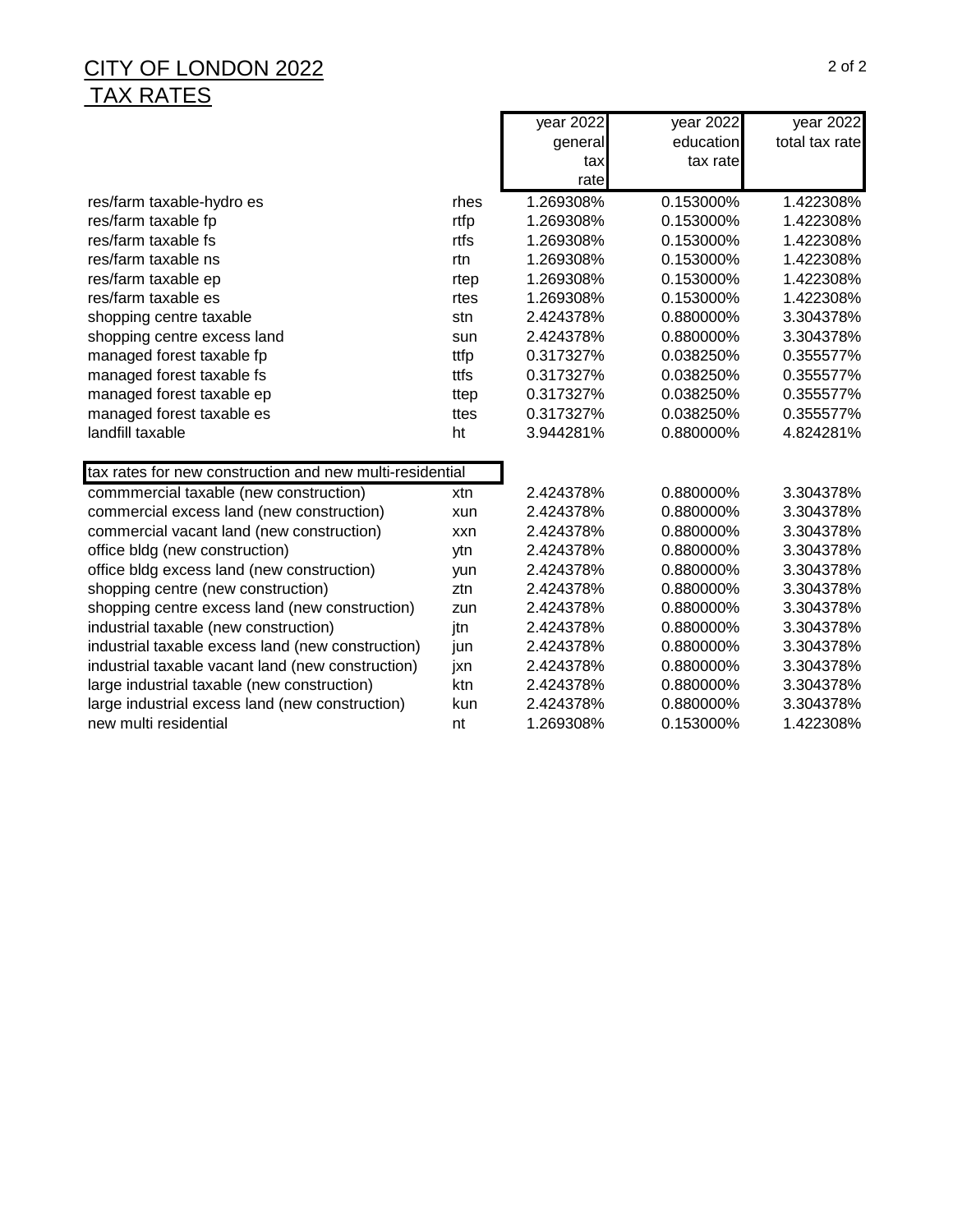# CITY OF LONDON 2022
# TAX RATES

| | | year 2022 general tax rate | year 2022 education tax rate | year 2022 total tax rate |
|---|---|---|---|---|
| res/farm taxable-hydro es | rhes | 1.269308% | 0.153000% | 1.422308% |
| res/farm taxable fp | rtfp | 1.269308% | 0.153000% | 1.422308% |
| res/farm taxable fs | rtfs | 1.269308% | 0.153000% | 1.422308% |
| res/farm taxable ns | rtn | 1.269308% | 0.153000% | 1.422308% |
| res/farm taxable ep | rtep | 1.269308% | 0.153000% | 1.422308% |
| res/farm taxable es | rtes | 1.269308% | 0.153000% | 1.422308% |
| shopping centre taxable | stn | 2.424378% | 0.880000% | 3.304378% |
| shopping centre excess land | sun | 2.424378% | 0.880000% | 3.304378% |
| managed forest taxable fp | ttfp | 0.317327% | 0.038250% | 0.355577% |
| managed forest taxable fs | ttfs | 0.317327% | 0.038250% | 0.355577% |
| managed forest taxable ep | ttep | 0.317327% | 0.038250% | 0.355577% |
| managed forest taxable es | ttes | 0.317327% | 0.038250% | 0.355577% |
| landfill taxable | ht | 3.944281% | 0.880000% | 4.824281% |
| **tax rates for new construction and new multi-residential** | | | | |
| commmercial taxable (new construction) | xtn | 2.424378% | 0.880000% | 3.304378% |
| commercial excess land (new construction) | xun | 2.424378% | 0.880000% | 3.304378% |
| commercial vacant land (new construction) | xxn | 2.424378% | 0.880000% | 3.304378% |
| office bldg (new construction) | ytn | 2.424378% | 0.880000% | 3.304378% |
| office bldg excess land (new construction) | yun | 2.424378% | 0.880000% | 3.304378% |
| shopping centre (new construction) | ztn | 2.424378% | 0.880000% | 3.304378% |
| shopping centre excess land (new construction) | zun | 2.424378% | 0.880000% | 3.304378% |
| industrial taxable (new construction) | jtn | 2.424378% | 0.880000% | 3.304378% |
| industrial taxable excess land (new construction) | jun | 2.424378% | 0.880000% | 3.304378% |
| industrial taxable vacant land (new construction) | jxn | 2.424378% | 0.880000% | 3.304378% |
| large industrial taxable (new construction) | ktn | 2.424378% | 0.880000% | 3.304378% |
| large industrial excess land (new construction) | kun | 2.424378% | 0.880000% | 3.304378% |
| new multi residential | nt | 1.269308% | 0.153000% | 1.422308% |